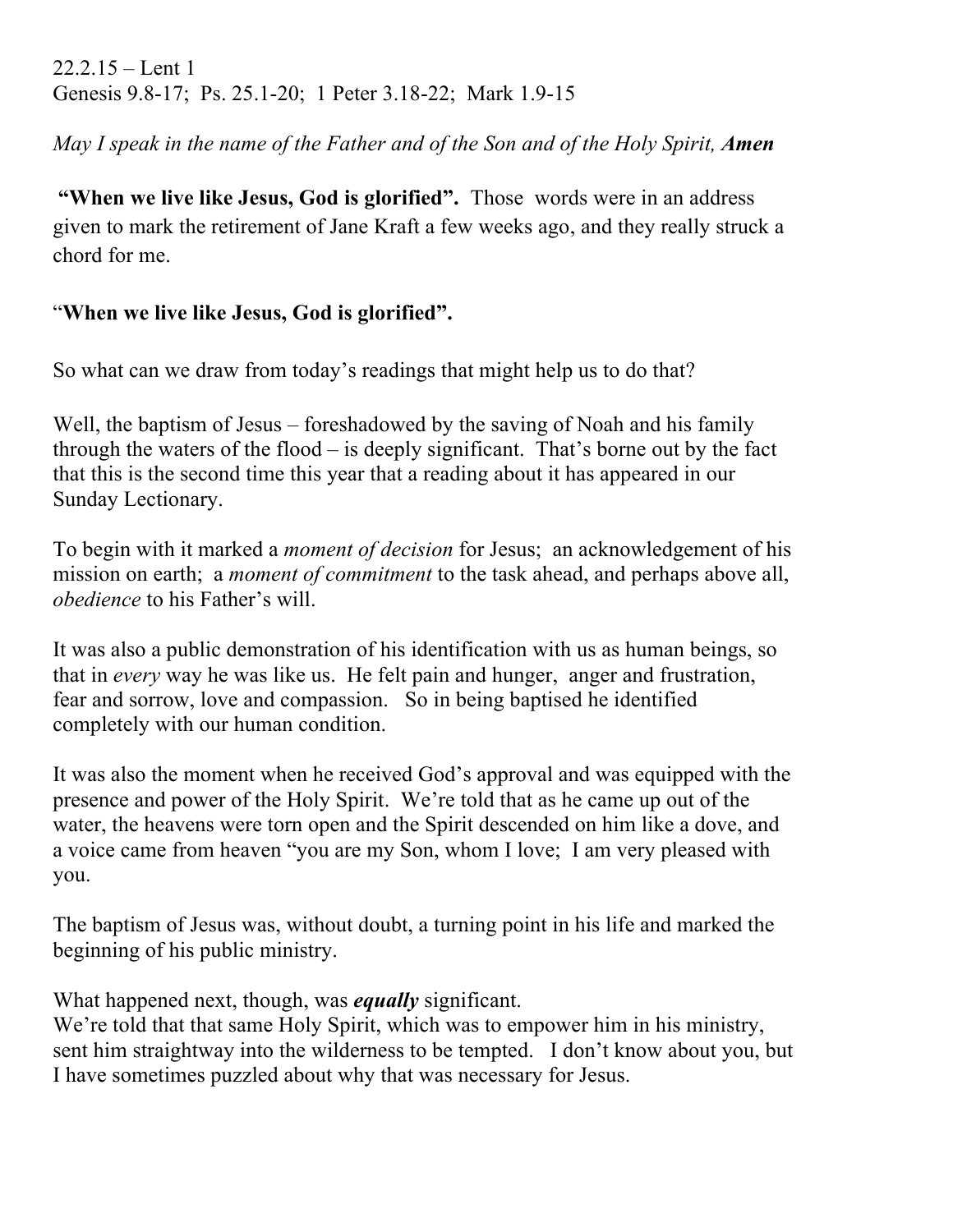22.2.15 – Lent 1
Genesis 9.8-17; Ps. 25.1-20; 1 Peter 3.18-22; Mark 1.9-15

*May I speak in the name of the Father and of the Son and of the Holy Spirit, **Amen***

**"When we live like Jesus, God is glorified".** Those words were in an address given to mark the retirement of Jane Kraft a few weeks ago, and they really struck a chord for me.

"**When we live like Jesus, God is glorified".**

So what can we draw from today's readings that might help us to do that?

Well, the baptism of Jesus – foreshadowed by the saving of Noah and his family through the waters of the flood – is deeply significant. That's borne out by the fact that this is the second time this year that a reading about it has appeared in our Sunday Lectionary.

To begin with it marked a *moment of decision* for Jesus; an acknowledgement of his mission on earth; a *moment of commitment* to the task ahead, and perhaps above all, *obedience* to his Father's will.

It was also a public demonstration of his identification with us as human beings, so that in *every* way he was like us. He felt pain and hunger, anger and frustration, fear and sorrow, love and compassion. So in being baptised he identified completely with our human condition.

It was also the moment when he received God's approval and was equipped with the presence and power of the Holy Spirit. We're told that as he came up out of the water, the heavens were torn open and the Spirit descended on him like a dove, and a voice came from heaven "you are my Son, whom I love; I am very pleased with you.

The baptism of Jesus was, without doubt, a turning point in his life and marked the beginning of his public ministry.

What happened next, though, was ***equally*** significant.
We're told that that same Holy Spirit, which was to empower him in his ministry, sent him straightway into the wilderness to be tempted. I don't know about you, but I have sometimes puzzled about why that was necessary for Jesus.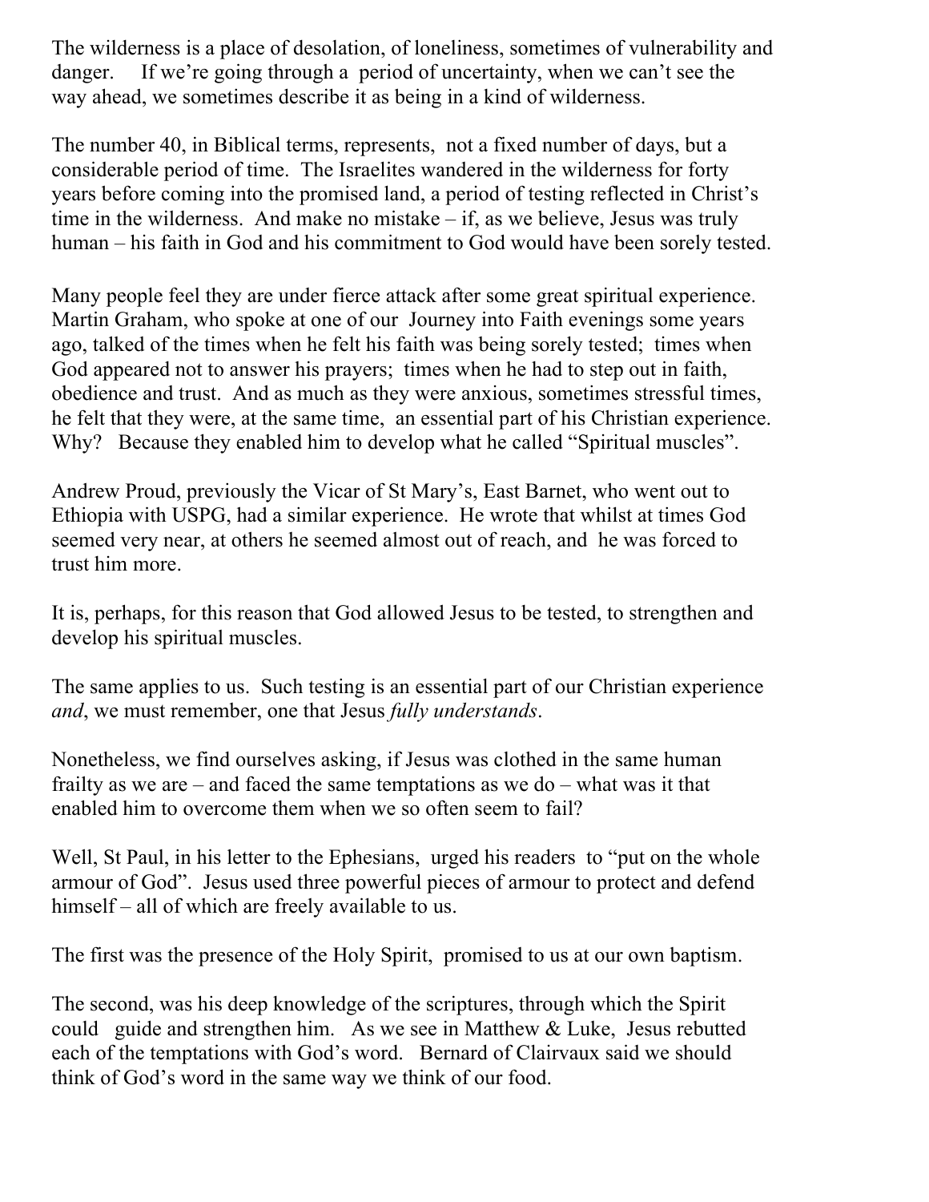The wilderness is a place of desolation, of loneliness, sometimes of vulnerability and danger.   If we're going through a period of uncertainty, when we can't see the way ahead, we sometimes describe it as being in a kind of wilderness.

The number 40, in Biblical terms, represents, not a fixed number of days, but a considerable period of time. The Israelites wandered in the wilderness for forty years before coming into the promised land, a period of testing reflected in Christ's time in the wilderness. And make no mistake – if, as we believe, Jesus was truly human – his faith in God and his commitment to God would have been sorely tested.

Many people feel they are under fierce attack after some great spiritual experience. Martin Graham, who spoke at one of our Journey into Faith evenings some years ago, talked of the times when he felt his faith was being sorely tested; times when God appeared not to answer his prayers; times when he had to step out in faith, obedience and trust. And as much as they were anxious, sometimes stressful times, he felt that they were, at the same time, an essential part of his Christian experience. Why? Because they enabled him to develop what he called "Spiritual muscles".

Andrew Proud, previously the Vicar of St Mary's, East Barnet, who went out to Ethiopia with USPG, had a similar experience. He wrote that whilst at times God seemed very near, at others he seemed almost out of reach, and he was forced to trust him more.

It is, perhaps, for this reason that God allowed Jesus to be tested, to strengthen and develop his spiritual muscles.

The same applies to us. Such testing is an essential part of our Christian experience *and*, we must remember, one that Jesus *fully understands*.

Nonetheless, we find ourselves asking, if Jesus was clothed in the same human frailty as we are – and faced the same temptations as we do – what was it that enabled him to overcome them when we so often seem to fail?

Well, St Paul, in his letter to the Ephesians, urged his readers to "put on the whole armour of God". Jesus used three powerful pieces of armour to protect and defend himself – all of which are freely available to us.

The first was the presence of the Holy Spirit, promised to us at our own baptism.

The second, was his deep knowledge of the scriptures, through which the Spirit could guide and strengthen him. As we see in Matthew & Luke, Jesus rebutted each of the temptations with God's word. Bernard of Clairvaux said we should think of God's word in the same way we think of our food.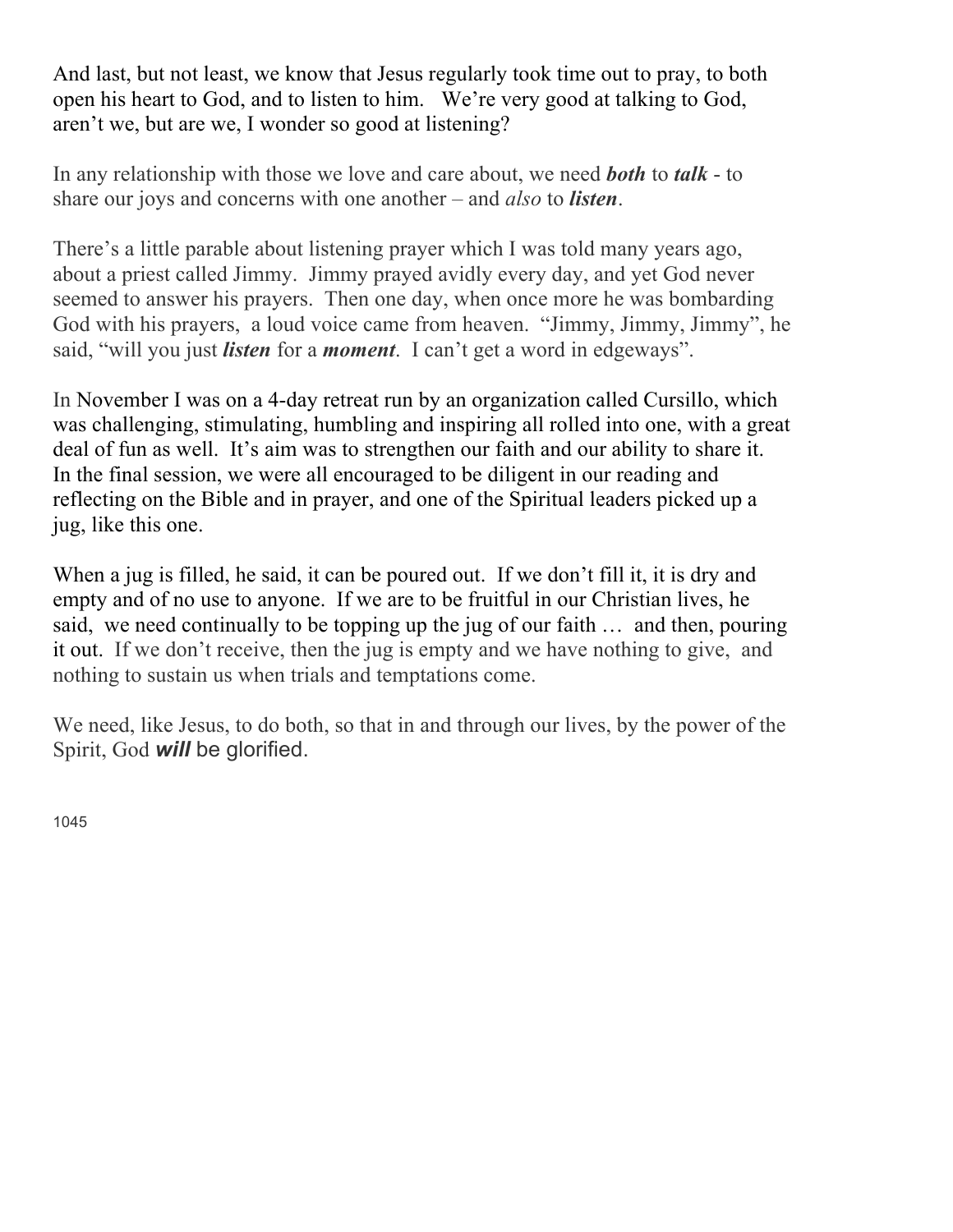And last, but not least, we know that Jesus regularly took time out to pray, to both open his heart to God, and to listen to him.   We're very good at talking to God, aren't we, but are we, I wonder so good at listening?

In any relationship with those we love and care about, we need ***both*** to ***talk*** - to share our joys and concerns with one another – and *also* to ***listen***.

There's a little parable about listening prayer which I was told many years ago, about a priest called Jimmy.  Jimmy prayed avidly every day, and yet God never seemed to answer his prayers.  Then one day, when once more he was bombarding God with his prayers,  a loud voice came from heaven.  "Jimmy, Jimmy, Jimmy", he said, "will you just ***listen*** for a ***moment***.  I can't get a word in edgeways".

In November I was on a 4-day retreat run by an organization called Cursillo, which was challenging, stimulating, humbling and inspiring all rolled into one, with a great deal of fun as well.  It's aim was to strengthen our faith and our ability to share it.  In the final session, we were all encouraged to be diligent in our reading and reflecting on the Bible and in prayer, and one of the Spiritual leaders picked up a jug, like this one.

When a jug is filled, he said, it can be poured out.  If we don't fill it, it is dry and empty and of no use to anyone.  If we are to be fruitful in our Christian lives, he said,  we need continually to be topping up the jug of our faith …  and then, pouring it out.  If we don't receive, then the jug is empty and we have nothing to give,  and nothing to sustain us when trials and temptations come.

We need, like Jesus, to do both, so that in and through our lives, by the power of the Spirit, God ***will*** be glorified.

1045